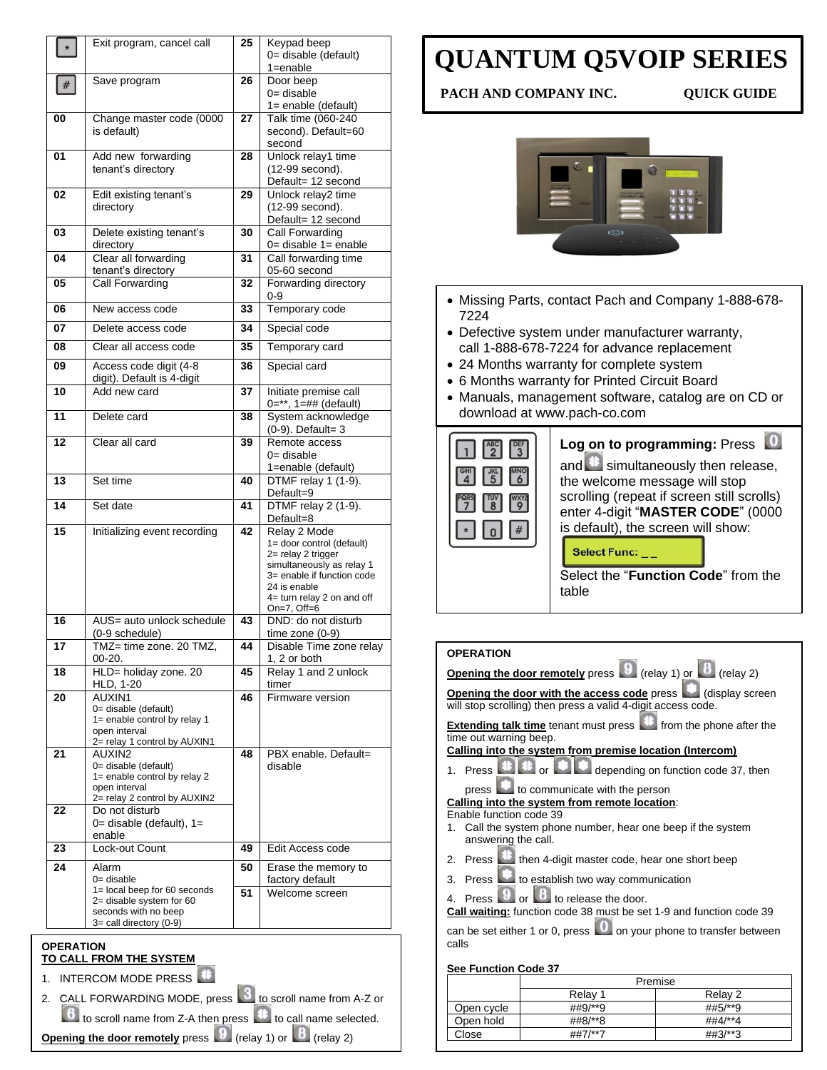| Code | Function | Code | Function |
|---|---|---|---|
| * | Exit program, cancel call | 25 | Keypad beep 0= disable (default) 1=enable |
| # | Save program | 26 | Door beep 0= disable 1= enable (default) |
| 00 | Change master code (0000 is default) | 27 | Talk time (060-240 second). Default=60 second |
| 01 | Add new forwarding tenant's directory | 28 | Unlock relay1 time (12-99 second). Default= 12 second |
| 02 | Edit existing tenant's directory | 29 | Unlock relay2 time (12-99 second). Default= 12 second |
| 03 | Delete existing tenant's directory | 30 | Call Forwarding 0= disable 1= enable |
| 04 | Clear all forwarding tenant's directory | 31 | Call forwarding time 05-60 second |
| 05 | Call Forwarding | 32 | Forwarding directory 0-9 |
| 06 | New access code | 33 | Temporary code |
| 07 | Delete access code | 34 | Special code |
| 08 | Clear all access code | 35 | Temporary card |
| 09 | Access code digit (4-8 digit). Default is 4-digit | 36 | Special card |
| 10 | Add new card | 37 | Initiate premise call 0=**, 1=## (default) |
| 11 | Delete card | 38 | System acknowledge (0-9). Default= 3 |
| 12 | Clear all card | 39 | Remote access 0= disable 1=enable (default) |
| 13 | Set time | 40 | DTMF relay 1 (1-9). Default=9 |
| 14 | Set date | 41 | DTMF relay 2 (1-9). Default=8 |
| 15 | Initializing event recording | 42 | Relay 2 Mode 1= door control (default) 2= relay 2 trigger simultaneously as relay 1 3= enable if function code 24 is enable 4= turn relay 2 on and off On=7, Off=6 |
| 16 | AUS= auto unlock schedule (0-9 schedule) | 43 | DND: do not disturb time zone (0-9) |
| 17 | TMZ= time zone. 20 TMZ, 00-20. | 44 | Disable Time zone relay 1, 2 or both |
| 18 | HLD= holiday zone. 20 HLD, 1-20 | 45 | Relay 1 and 2 unlock timer |
| 20 | AUXIN1 0= disable (default) 1= enable control by relay 1 open interval 2= relay 1 control by AUXIN1 | 46 | Firmware version |
| 21 | AUXIN2 0= disable (default) 1= enable control by relay 2 open interval 2= relay 2 control by AUXIN2 | 48 | PBX enable. Default= disable |
| 22 | Do not disturb 0= disable (default), 1= enable | | |
| 23 | Lock-out Count | 49 | Edit Access code |
| 24 | Alarm 0= disable 1= local beep for 60 seconds 2= disable system for 60 seconds with no beep 3= call directory (0-9) | 50 | Erase the memory to factory default |
| | | 51 | Welcome screen |

**OPERATION**

**TO CALL FROM THE SYSTEM**

1. INTERCOM MODE PRESS #
2. CALL FORWARDING MODE, press 3 to scroll name from A-Z or 6 to scroll name from Z-A then press # to call name selected.

**Opening the door remotely** press 9 (relay 1) or 8 (relay 2)

# QUANTUM Q5VOIP SERIES

**PACH AND COMPANY INC.** **QUICK GUIDE**

- Missing Parts, contact Pach and Company 1-888-678-7224
- Defective system under manufacturer warranty, call 1-888-678-7224 for advance replacement
- 24 Months warranty for complete system
- 6 Months warranty for Printed Circuit Board
- Manuals, management software, catalog are on CD or download at www.pach-co.com

**Log on to programming:** Press 0 and # simultaneously then release, the welcome message will stop scrolling (repeat if screen still scrolls) enter 4-digit "**MASTER CODE**" (0000 is default), the screen will show:

Select Func: _ _

Select the "**Function Code**" from the table

**OPERATION**

**Opening the door remotely** press 9 (relay 1) or 8 (relay 2)

**Opening the door with the access code** press * (display screen will stop scrolling) then press a valid 4-digit access code.

**Extending talk time** tenant must press # from the phone after the time out warning beep.

**Calling into the system from premise location (Intercom)**

1. Press # # or * * depending on function code 37, then press * to communicate with the person

**Calling into the system from remote location**:

Enable function code 39

1. Call the system phone number, hear one beep if the system answering the call.
2. Press # then 4-digit master code, hear one short beep
3. Press * to establish two way communication
4. Press 9 or 8 to release the door.

**Call waiting:** function code 38 must be set 1-9 and function code 39 can be set either 1 or 0, press 0 on your phone to transfer between calls

**See Function Code 37**

| | Premise | |
|---|---|---|
| | Relay 1 | Relay 2 |
| Open cycle | ##9/**9 | ##5/**9 |
| Open hold | ##8/**8 | ##4/**4 |
| Close | ##7/**7 | ##3/**3 |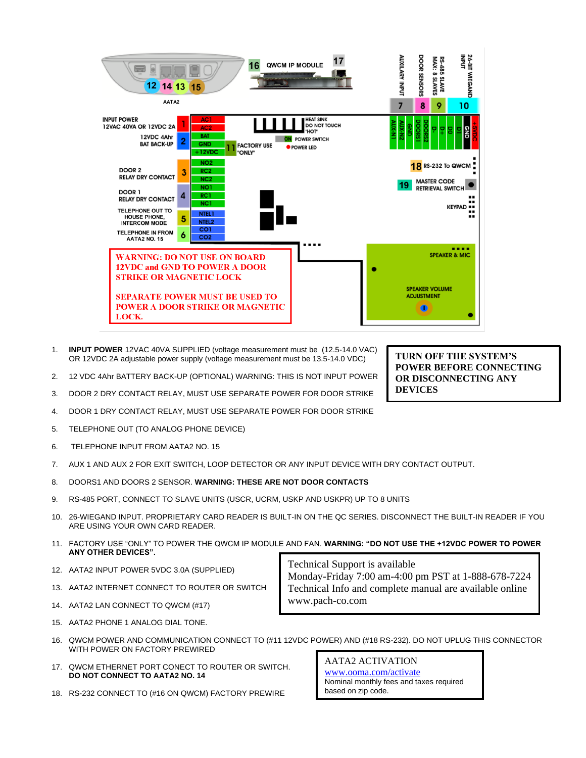INPUT POWER 12VAC 40VA OR 12VDC 2A

12VDC 4Ahr BAT BACK-UP

DOOR 2 RELAY DRY CONTACT

DOOR 1 RELAY DRY CONTACT

TELEPHONE OUT TO HOUSE PHONE, INTERCOM MODE

TELEPHONE IN FROM AATA2 NO. 15

AC1 AC2 BAT GND +12VDC NO2 RC2 NC2 NO1 RC1 NC1 NTEL1 NTEL2 CO1 CO2

11 FACTORY USE "ONLY"

16 QWCM IP MODULE 17

AATA2 12 14 13 15

HEAT SINK DO NOT TOUCH "HOT"

ON POWER SWITCH

POWER LED

AUXILARY INPUT 7 · DOOR SENSORS 8 · RS-485 SLAVE MAX: 8 SLAVES 9 · 26-BIT WIEGAND INPUT 10

AUX-N1 AUX-N2 GND DOORS1 DOORS2 D- D+ D0 D1 GND +5VDC

18 RS-232 To QWCM

19 MASTER CODE RETRIEVAL SWITCH

KEYPAD

SPEAKER & MIC

SPEAKER VOLUME ADJUSTMENT

**WARNING: DO NOT USE ON BOARD 12VDC and GND TO POWER A DOOR STRIKE OR MAGNETIC LOCK**

**SEPARATE POWER MUST BE USED TO POWER A DOOR STRIKE OR MAGNETIC LOCK.**

**TURN OFF THE SYSTEM'S POWER BEFORE CONNECTING OR DISCONNECTING ANY DEVICES**

1. **INPUT POWER** 12VAC 40VA SUPPLIED (voltage measurement must be (12.5-14.0 VAC) OR 12VDC 2A adjustable power supply (voltage measurement must be 13.5-14.0 VDC)
2. 12 VDC 4Ahr BATTERY BACK-UP (OPTIONAL) WARNING: THIS IS NOT INPUT POWER
3. DOOR 2 DRY CONTACT RELAY, MUST USE SEPARATE POWER FOR DOOR STRIKE
4. DOOR 1 DRY CONTACT RELAY, MUST USE SEPARATE POWER FOR DOOR STRIKE
5. TELEPHONE OUT (TO ANALOG PHONE DEVICE)
6. TELEPHONE INPUT FROM AATA2 NO. 15
7. AUX 1 AND AUX 2 FOR EXIT SWITCH, LOOP DETECTOR OR ANY INPUT DEVICE WITH DRY CONTACT OUTPUT.
8. DOORS1 AND DOORS 2 SENSOR. **WARNING: THESE ARE NOT DOOR CONTACTS**
9. RS-485 PORT, CONNECT TO SLAVE UNITS (USCR, UCRM, USKP AND USKPR) UP TO 8 UNITS
10. 26-WIEGAND INPUT. PROPRIETARY CARD READER IS BUILT-IN ON THE QC SERIES. DISCONNECT THE BUILT-IN READER IF YOU ARE USING YOUR OWN CARD READER.
11. FACTORY USE "ONLY" TO POWER THE QWCM IP MODULE AND FAN. **WARNING: "DO NOT USE THE +12VDC POWER TO POWER ANY OTHER DEVICES".**
12. AATA2 INPUT POWER 5VDC 3.0A (SUPPLIED)
13. AATA2 INTERNET CONNECT TO ROUTER OR SWITCH
14. AATA2 LAN CONNECT TO QWCM (#17)
15. AATA2 PHONE 1 ANALOG DIAL TONE.
16. QWCM POWER AND COMMUNICATION CONNECT TO (#11 12VDC POWER) AND (#18 RS-232). DO NOT UPLUG THIS CONNECTOR WITH POWER ON FACTORY PREWIRED
17. QWCM ETHERNET PORT CONECT TO ROUTER OR SWITCH. **DO NOT CONNECT TO AATA2 NO. 14**
18. RS-232 CONNECT TO (#16 ON QWCM) FACTORY PREWIRE

Technical Support is available
Monday-Friday 7:00 am-4:00 pm PST at 1-888-678-7224
Technical Info and complete manual are available online
www.pach-co.com

AATA2 ACTIVATION
www.ooma.com/activate
Nominal monthly fees and taxes required based on zip code.